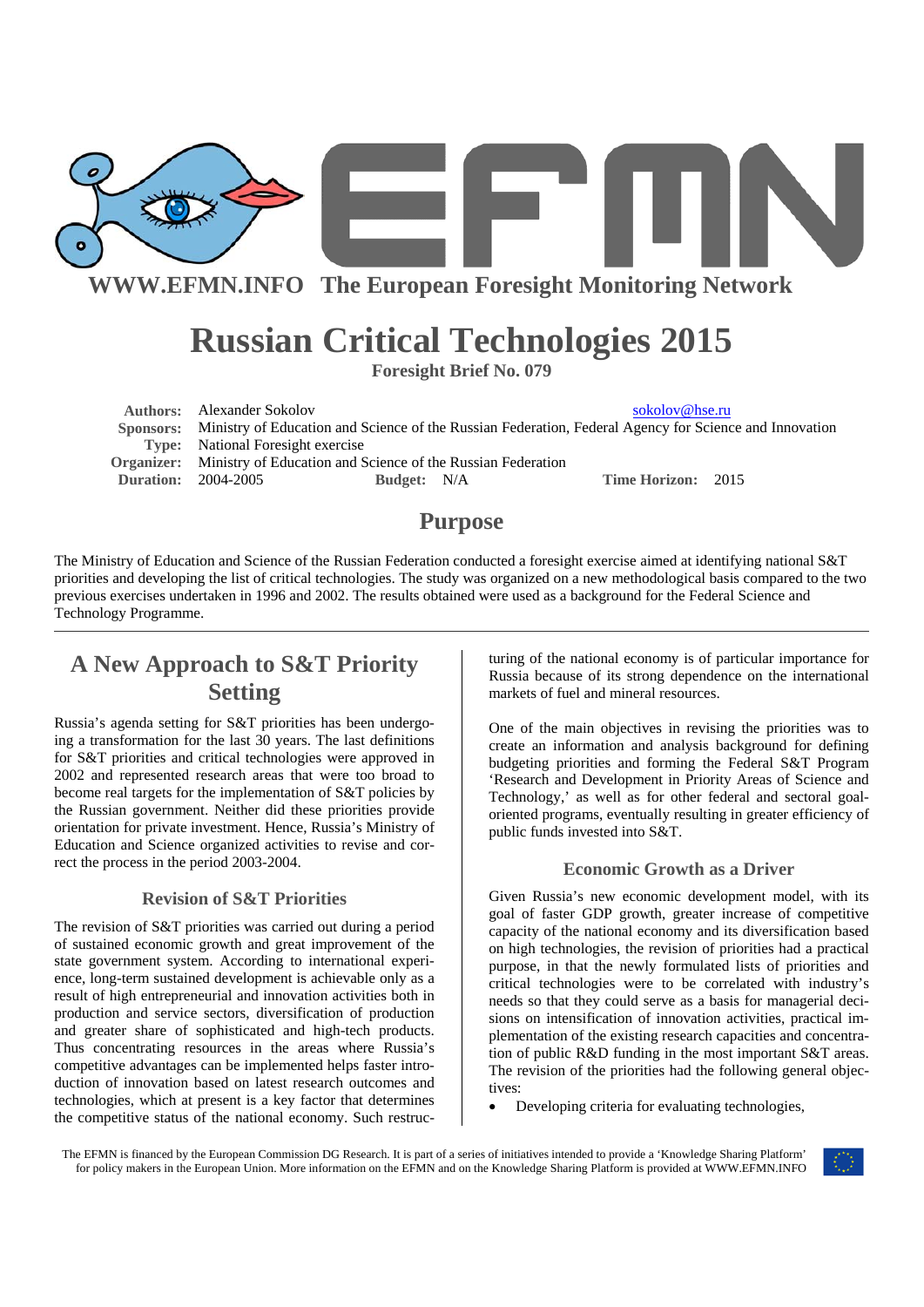WWW.EFMN.INFO The European Foresight Monitoring Network

# Russian Critical Technologies 2015

**Foresight Brief No. 079**

**Authors:** Alexander Sokolov sokolov@hse.ru
**Sponsors:** Ministry of Education and Science of the Russian Federation, Federal Agency for Science and Innovation
**Type:** National Foresight exercise
**Organizer:** Ministry of Education and Science of the Russian Federation
**Duration:** 2004-2005 **Budget:** N/A **Time Horizon:** 2015

## Purpose

The Ministry of Education and Science of the Russian Federation conducted a foresight exercise aimed at identifying national S&T priorities and developing the list of critical technologies. The study was organized on a new methodological basis compared to the two previous exercises undertaken in 1996 and 2002. The results obtained were used as a background for the Federal Science and Technology Programme.

## A New Approach to S&T Priority Setting

Russia's agenda setting for S&T priorities has been undergoing a transformation for the last 30 years. The last definitions for S&T priorities and critical technologies were approved in 2002 and represented research areas that were too broad to become real targets for the implementation of S&T policies by the Russian government. Neither did these priorities provide orientation for private investment. Hence, Russia's Ministry of Education and Science organized activities to revise and correct the process in the period 2003-2004.

### Revision of S&T Priorities

The revision of S&T priorities was carried out during a period of sustained economic growth and great improvement of the state government system. According to international experience, long-term sustained development is achievable only as a result of high entrepreneurial and innovation activities both in production and service sectors, diversification of production and greater share of sophisticated and high-tech products. Thus concentrating resources in the areas where Russia's competitive advantages can be implemented helps faster introduction of innovation based on latest research outcomes and technologies, which at present is a key factor that determines the competitive status of the national economy. Such restructuring of the national economy is of particular importance for Russia because of its strong dependence on the international markets of fuel and mineral resources.

One of the main objectives in revising the priorities was to create an information and analysis background for defining budgeting priorities and forming the Federal S&T Program 'Research and Development in Priority Areas of Science and Technology,' as well as for other federal and sectoral goal-oriented programs, eventually resulting in greater efficiency of public funds invested into S&T.

### Economic Growth as a Driver

Given Russia's new economic development model, with its goal of faster GDP growth, greater increase of competitive capacity of the national economy and its diversification based on high technologies, the revision of priorities had a practical purpose, in that the newly formulated lists of priorities and critical technologies were to be correlated with industry's needs so that they could serve as a basis for managerial decisions on intensification of innovation activities, practical implementation of the existing research capacities and concentration of public R&D funding in the most important S&T areas. The revision of the priorities had the following general objectives:

- Developing criteria for evaluating technologies,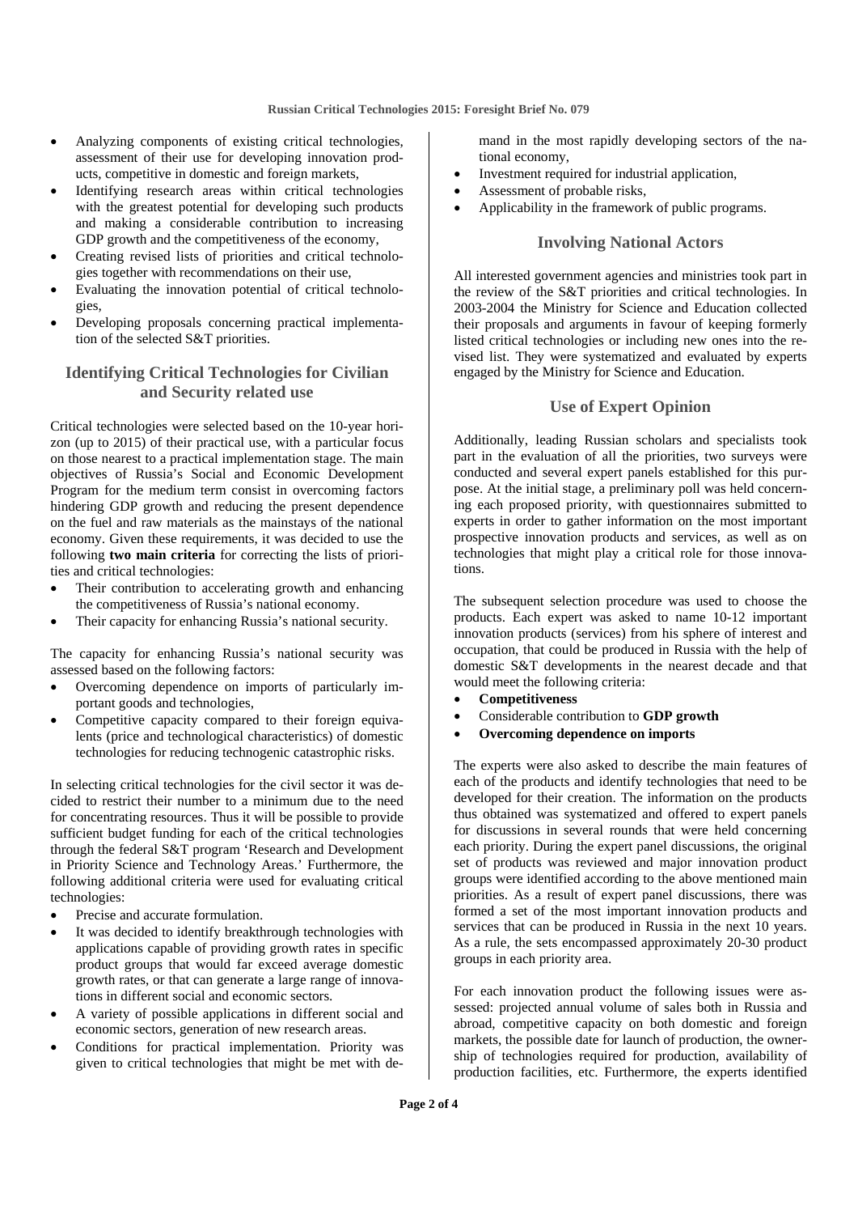- Analyzing components of existing critical technologies, assessment of their use for developing innovation products, competitive in domestic and foreign markets,
- Identifying research areas within critical technologies with the greatest potential for developing such products and making a considerable contribution to increasing GDP growth and the competitiveness of the economy,
- Creating revised lists of priorities and critical technologies together with recommendations on their use,
- Evaluating the innovation potential of critical technologies,
- Developing proposals concerning practical implementation of the selected S&T priorities.

## Identifying Critical Technologies for Civilian and Security related use

Critical technologies were selected based on the 10-year horizon (up to 2015) of their practical use, with a particular focus on those nearest to a practical implementation stage. The main objectives of Russia's Social and Economic Development Program for the medium term consist in overcoming factors hindering GDP growth and reducing the present dependence on the fuel and raw materials as the mainstays of the national economy. Given these requirements, it was decided to use the following **two main criteria** for correcting the lists of priorities and critical technologies:

- Their contribution to accelerating growth and enhancing the competitiveness of Russia's national economy.
- Their capacity for enhancing Russia's national security.

The capacity for enhancing Russia's national security was assessed based on the following factors:

- Overcoming dependence on imports of particularly important goods and technologies,
- Competitive capacity compared to their foreign equivalents (price and technological characteristics) of domestic technologies for reducing technogenic catastrophic risks.

In selecting critical technologies for the civil sector it was decided to restrict their number to a minimum due to the need for concentrating resources. Thus it will be possible to provide sufficient budget funding for each of the critical technologies through the federal S&T program 'Research and Development in Priority Science and Technology Areas.' Furthermore, the following additional criteria were used for evaluating critical technologies:

- Precise and accurate formulation.
- It was decided to identify breakthrough technologies with applications capable of providing growth rates in specific product groups that would far exceed average domestic growth rates, or that can generate a large range of innovations in different social and economic sectors.
- A variety of possible applications in different social and economic sectors, generation of new research areas.
- Conditions for practical implementation. Priority was given to critical technologies that might be met with demand in the most rapidly developing sectors of the national economy,
- Investment required for industrial application,
- Assessment of probable risks,
- Applicability in the framework of public programs.

## Involving National Actors

All interested government agencies and ministries took part in the review of the S&T priorities and critical technologies. In 2003-2004 the Ministry for Science and Education collected their proposals and arguments in favour of keeping formerly listed critical technologies or including new ones into the revised list. They were systematized and evaluated by experts engaged by the Ministry for Science and Education.

## Use of Expert Opinion

Additionally, leading Russian scholars and specialists took part in the evaluation of all the priorities, two surveys were conducted and several expert panels established for this purpose. At the initial stage, a preliminary poll was held concerning each proposed priority, with questionnaires submitted to experts in order to gather information on the most important prospective innovation products and services, as well as on technologies that might play a critical role for those innovations.

The subsequent selection procedure was used to choose the products. Each expert was asked to name 10-12 important innovation products (services) from his sphere of interest and occupation, that could be produced in Russia with the help of domestic S&T developments in the nearest decade and that would meet the following criteria:

- **Competitiveness**
- Considerable contribution to **GDP growth**
- **Overcoming dependence on imports**

The experts were also asked to describe the main features of each of the products and identify technologies that need to be developed for their creation. The information on the products thus obtained was systematized and offered to expert panels for discussions in several rounds that were held concerning each priority. During the expert panel discussions, the original set of products was reviewed and major innovation product groups were identified according to the above mentioned main priorities. As a result of expert panel discussions, there was formed a set of the most important innovation products and services that can be produced in Russia in the next 10 years. As a rule, the sets encompassed approximately 20-30 product groups in each priority area.

For each innovation product the following issues were assessed: projected annual volume of sales both in Russia and abroad, competitive capacity on both domestic and foreign markets, the possible date for launch of production, the ownership of technologies required for production, availability of production facilities, etc. Furthermore, the experts identified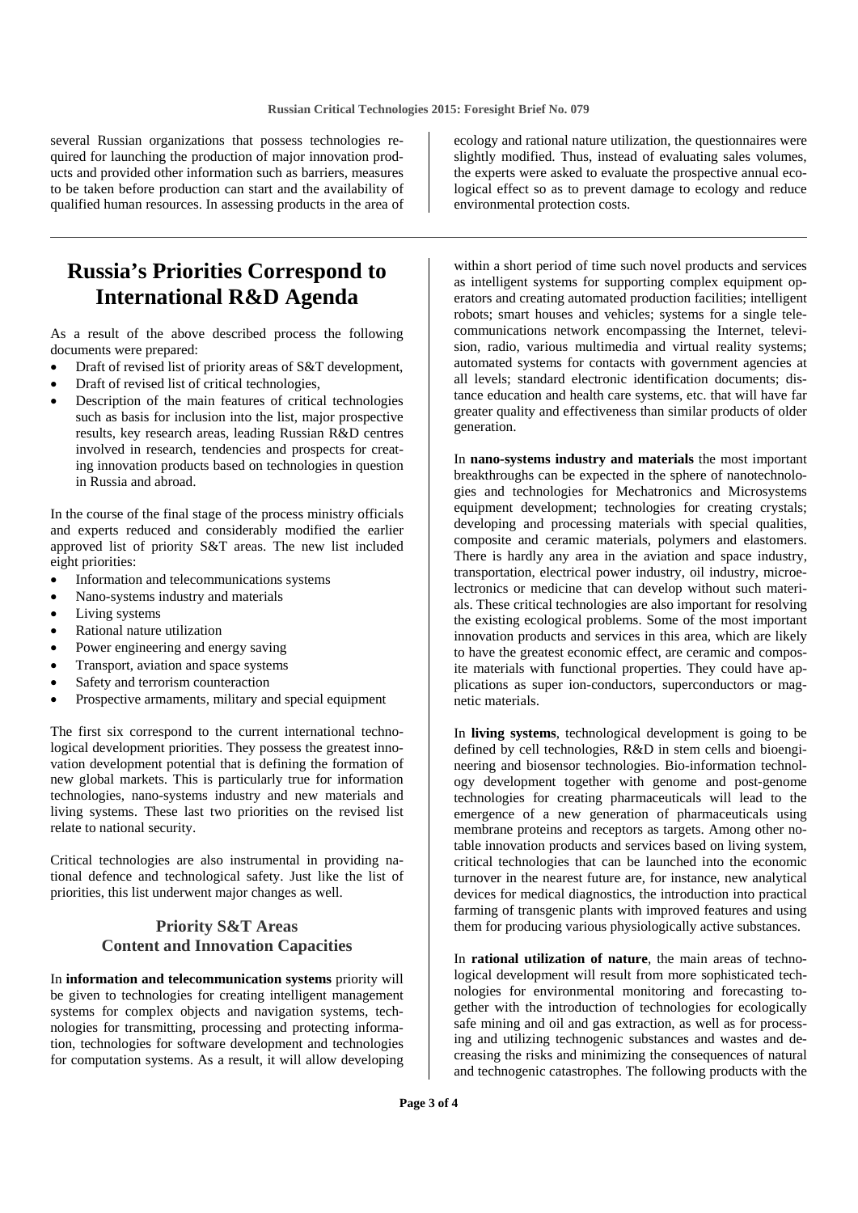several Russian organizations that possess technologies required for launching the production of major innovation products and provided other information such as barriers, measures to be taken before production can start and the availability of qualified human resources. In assessing products in the area of ecology and rational nature utilization, the questionnaires were slightly modified. Thus, instead of evaluating sales volumes, the experts were asked to evaluate the prospective annual ecological effect so as to prevent damage to ecology and reduce environmental protection costs.

# Russia's Priorities Correspond to International R&D Agenda

As a result of the above described process the following documents were prepared:

- Draft of revised list of priority areas of S&T development,
- Draft of revised list of critical technologies,
- Description of the main features of critical technologies such as basis for inclusion into the list, major prospective results, key research areas, leading Russian R&D centres involved in research, tendencies and prospects for creating innovation products based on technologies in question in Russia and abroad.

In the course of the final stage of the process ministry officials and experts reduced and considerably modified the earlier approved list of priority S&T areas. The new list included eight priorities:

- Information and telecommunications systems
- Nano-systems industry and materials
- Living systems
- Rational nature utilization
- Power engineering and energy saving
- Transport, aviation and space systems
- Safety and terrorism counteraction
- Prospective armaments, military and special equipment

The first six correspond to the current international technological development priorities. They possess the greatest innovation development potential that is defining the formation of new global markets. This is particularly true for information technologies, nano-systems industry and new materials and living systems. These last two priorities on the revised list relate to national security.

Critical technologies are also instrumental in providing national defence and technological safety. Just like the list of priorities, this list underwent major changes as well.

### Priority S&T Areas Content and Innovation Capacities

In **information and telecommunication systems** priority will be given to technologies for creating intelligent management systems for complex objects and navigation systems, technologies for transmitting, processing and protecting information, technologies for software development and technologies for computation systems. As a result, it will allow developing within a short period of time such novel products and services as intelligent systems for supporting complex equipment operators and creating automated production facilities; intelligent robots; smart houses and vehicles; systems for a single telecommunications network encompassing the Internet, television, radio, various multimedia and virtual reality systems; automated systems for contacts with government agencies at all levels; standard electronic identification documents; distance education and health care systems, etc. that will have far greater quality and effectiveness than similar products of older generation.

In **nano-systems industry and materials** the most important breakthroughs can be expected in the sphere of nanotechnologies and technologies for Mechatronics and Microsystems equipment development; technologies for creating crystals; developing and processing materials with special qualities, composite and ceramic materials, polymers and elastomers. There is hardly any area in the aviation and space industry, transportation, electrical power industry, oil industry, microelectronics or medicine that can develop without such materials. These critical technologies are also important for resolving the existing ecological problems. Some of the most important innovation products and services in this area, which are likely to have the greatest economic effect, are ceramic and composite materials with functional properties. They could have applications as super ion-conductors, superconductors or magnetic materials.

In **living systems**, technological development is going to be defined by cell technologies, R&D in stem cells and bioengineering and biosensor technologies. Bio-information technology development together with genome and post-genome technologies for creating pharmaceuticals will lead to the emergence of a new generation of pharmaceuticals using membrane proteins and receptors as targets. Among other notable innovation products and services based on living system, critical technologies that can be launched into the economic turnover in the nearest future are, for instance, new analytical devices for medical diagnostics, the introduction into practical farming of transgenic plants with improved features and using them for producing various physiologically active substances.

In **rational utilization of nature**, the main areas of technological development will result from more sophisticated technologies for environmental monitoring and forecasting together with the introduction of technologies for ecologically safe mining and oil and gas extraction, as well as for processing and utilizing technogenic substances and wastes and decreasing the risks and minimizing the consequences of natural and technogenic catastrophes. The following products with the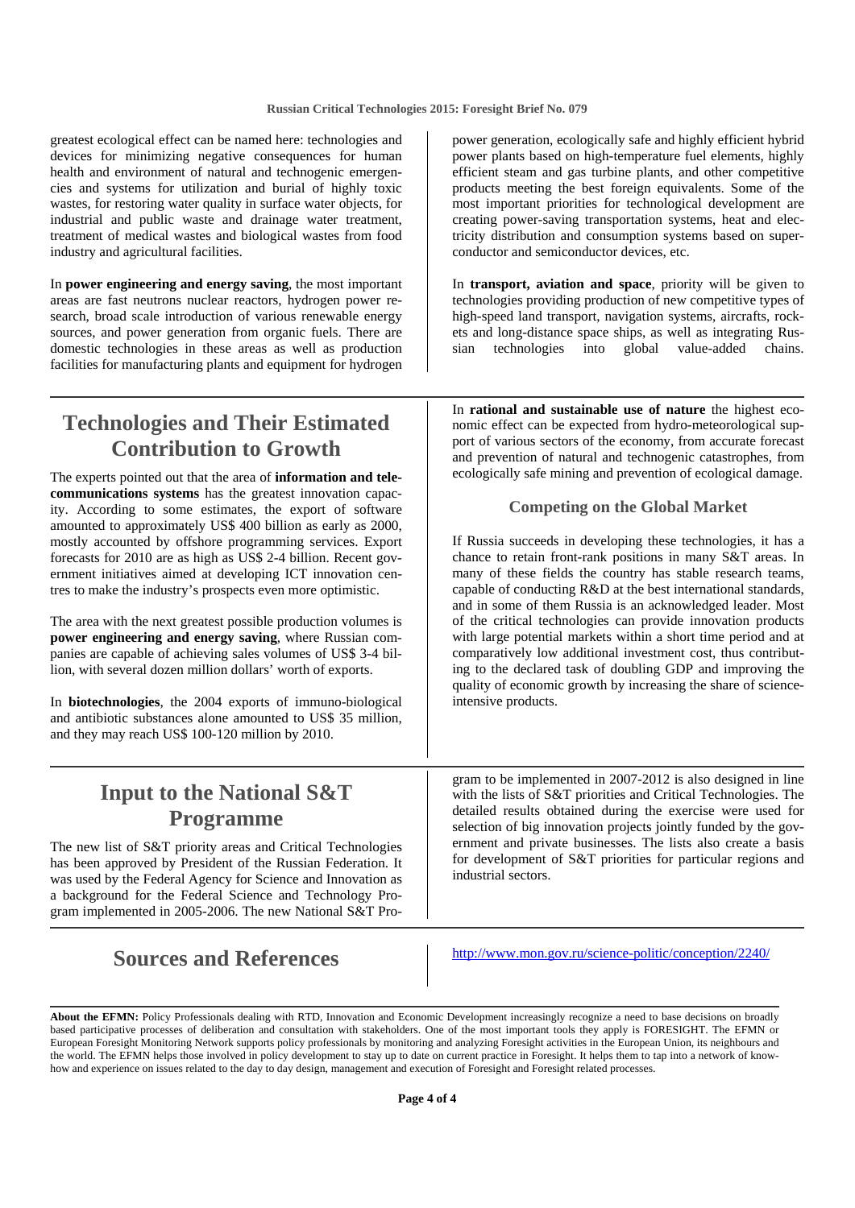greatest ecological effect can be named here: technologies and devices for minimizing negative consequences for human health and environment of natural and technogenic emergencies and systems for utilization and burial of highly toxic wastes, for restoring water quality in surface water objects, for industrial and public waste and drainage water treatment, treatment of medical wastes and biological wastes from food industry and agricultural facilities.

In **power engineering and energy saving**, the most important areas are fast neutrons nuclear reactors, hydrogen power research, broad scale introduction of various renewable energy sources, and power generation from organic fuels. There are domestic technologies in these areas as well as production facilities for manufacturing plants and equipment for hydrogen power generation, ecologically safe and highly efficient hybrid power plants based on high-temperature fuel elements, highly efficient steam and gas turbine plants, and other competitive products meeting the best foreign equivalents. Some of the most important priorities for technological development are creating power-saving transportation systems, heat and electricity distribution and consumption systems based on superconductor and semiconductor devices, etc.

In **transport, aviation and space**, priority will be given to technologies providing production of new competitive types of high-speed land transport, navigation systems, aircrafts, rockets and long-distance space ships, as well as integrating Russian technologies into global value-added chains.

## Technologies and Their Estimated Contribution to Growth

The experts pointed out that the area of **information and telecommunications systems** has the greatest innovation capacity. According to some estimates, the export of software amounted to approximately US$ 400 billion as early as 2000, mostly accounted by offshore programming services. Export forecasts for 2010 are as high as US$ 2-4 billion. Recent government initiatives aimed at developing ICT innovation centres to make the industry's prospects even more optimistic.

The area with the next greatest possible production volumes is **power engineering and energy saving**, where Russian companies are capable of achieving sales volumes of US$ 3-4 billion, with several dozen million dollars' worth of exports.

In **biotechnologies**, the 2004 exports of immuno-biological and antibiotic substances alone amounted to US$ 35 million, and they may reach US$ 100-120 million by 2010.

In **rational and sustainable use of nature** the highest economic effect can be expected from hydro-meteorological support of various sectors of the economy, from accurate forecast and prevention of natural and technogenic catastrophes, from ecologically safe mining and prevention of ecological damage.

### Competing on the Global Market

If Russia succeeds in developing these technologies, it has a chance to retain front-rank positions in many S&T areas. In many of these fields the country has stable research teams, capable of conducting R&D at the best international standards, and in some of them Russia is an acknowledged leader. Most of the critical technologies can provide innovation products with large potential markets within a short time period and at comparatively low additional investment cost, thus contributing to the declared task of doubling GDP and improving the quality of economic growth by increasing the share of science-intensive products.

## Input to the National S&T Programme

The new list of S&T priority areas and Critical Technologies has been approved by President of the Russian Federation. It was used by the Federal Agency for Science and Innovation as a background for the Federal Science and Technology Program implemented in 2005-2006. The new National S&T Program to be implemented in 2007-2012 is also designed in line with the lists of S&T priorities and Critical Technologies. The detailed results obtained during the exercise were used for selection of big innovation projects jointly funded by the government and private businesses. The lists also create a basis for development of S&T priorities for particular regions and industrial sectors.

## Sources and References

http://www.mon.gov.ru/science-politic/conception/2240/

**About the EFMN:** Policy Professionals dealing with RTD, Innovation and Economic Development increasingly recognize a need to base decisions on broadly based participative processes of deliberation and consultation with stakeholders. One of the most important tools they apply is FORESIGHT. The EFMN or European Foresight Monitoring Network supports policy professionals by monitoring and analyzing Foresight activities in the European Union, its neighbours and the world. The EFMN helps those involved in policy development to stay up to date on current practice in Foresight. It helps them to tap into a network of know-how and experience on issues related to the day to day design, management and execution of Foresight and Foresight related processes.